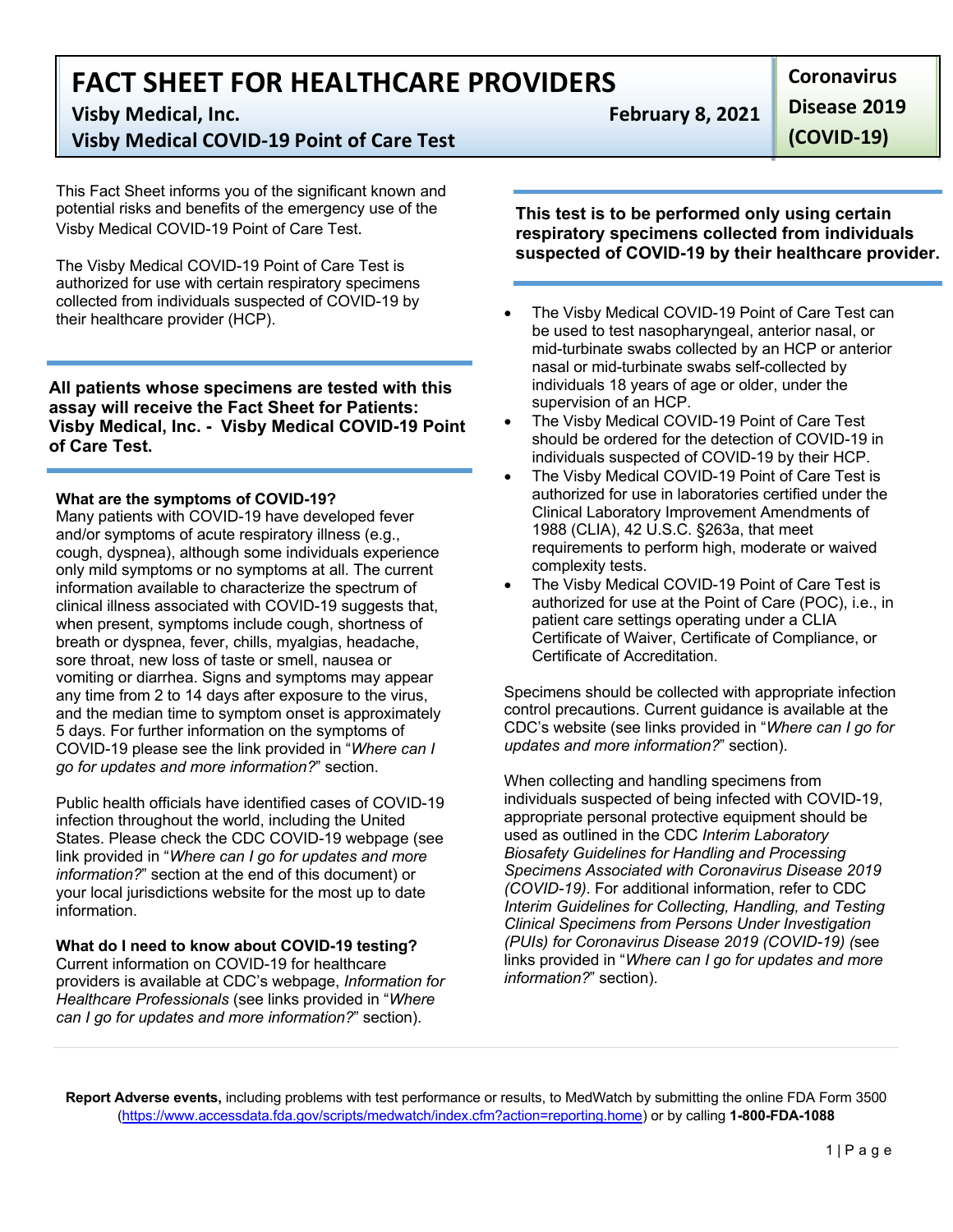# FACT SHEET FOR HEALTHCARE PROVIDERS

**Visby Medical, Inc.** **February 8, 2021**

**Visby Medical COVID-19 Point of Care Test**

**Coronavirus Disease 2019 (COVID-19)**

This Fact Sheet informs you of the significant known and potential risks and benefits of the emergency use of the Visby Medical COVID-19 Point of Care Test.

The Visby Medical COVID-19 Point of Care Test is authorized for use with certain respiratory specimens collected from individuals suspected of COVID-19 by their healthcare provider (HCP).

**All patients whose specimens are tested with this assay will receive the Fact Sheet for Patients: Visby Medical, Inc. - Visby Medical COVID-19 Point of Care Test.**

**What are the symptoms of COVID-19?**

Many patients with COVID-19 have developed fever and/or symptoms of acute respiratory illness (e.g., cough, dyspnea), although some individuals experience only mild symptoms or no symptoms at all. The current information available to characterize the spectrum of clinical illness associated with COVID-19 suggests that, when present, symptoms include cough, shortness of breath or dyspnea, fever, chills, myalgias, headache, sore throat, new loss of taste or smell, nausea or vomiting or diarrhea. Signs and symptoms may appear any time from 2 to 14 days after exposure to the virus, and the median time to symptom onset is approximately 5 days. For further information on the symptoms of COVID-19 please see the link provided in "*Where can I go for updates and more information?*" section.

Public health officials have identified cases of COVID-19 infection throughout the world, including the United States. Please check the CDC COVID-19 webpage (see link provided in "*Where can I go for updates and more information?*" section at the end of this document) or your local jurisdictions website for the most up to date information.

**What do I need to know about COVID-19 testing?**

Current information on COVID-19 for healthcare providers is available at CDC's webpage, *Information for Healthcare Professionals* (see links provided in "*Where can I go for updates and more information?*" section).

**This test is to be performed only using certain respiratory specimens collected from individuals suspected of COVID-19 by their healthcare provider.**

- The Visby Medical COVID-19 Point of Care Test can be used to test nasopharyngeal, anterior nasal, or mid-turbinate swabs collected by an HCP or anterior nasal or mid-turbinate swabs self-collected by individuals 18 years of age or older, under the supervision of an HCP.
- The Visby Medical COVID-19 Point of Care Test should be ordered for the detection of COVID-19 in individuals suspected of COVID-19 by their HCP.
- The Visby Medical COVID-19 Point of Care Test is authorized for use in laboratories certified under the Clinical Laboratory Improvement Amendments of 1988 (CLIA), 42 U.S.C. §263a, that meet requirements to perform high, moderate or waived complexity tests.
- The Visby Medical COVID-19 Point of Care Test is authorized for use at the Point of Care (POC), i.e., in patient care settings operating under a CLIA Certificate of Waiver, Certificate of Compliance, or Certificate of Accreditation.

Specimens should be collected with appropriate infection control precautions. Current guidance is available at the CDC's website (see links provided in "*Where can I go for updates and more information?*" section).

When collecting and handling specimens from individuals suspected of being infected with COVID-19, appropriate personal protective equipment should be used as outlined in the CDC *Interim Laboratory Biosafety Guidelines for Handling and Processing Specimens Associated with Coronavirus Disease 2019 (COVID-19)*. For additional information, refer to CDC *Interim Guidelines for Collecting, Handling, and Testing Clinical Specimens from Persons Under Investigation (PUIs) for Coronavirus Disease 2019 (COVID-19) (*see links provided in "*Where can I go for updates and more information?*" section).

**Report Adverse events,** including problems with test performance or results, to MedWatch by submitting the online FDA Form 3500 (https://www.accessdata.fda.gov/scripts/medwatch/index.cfm?action=reporting.home) or by calling **1-800-FDA-1088**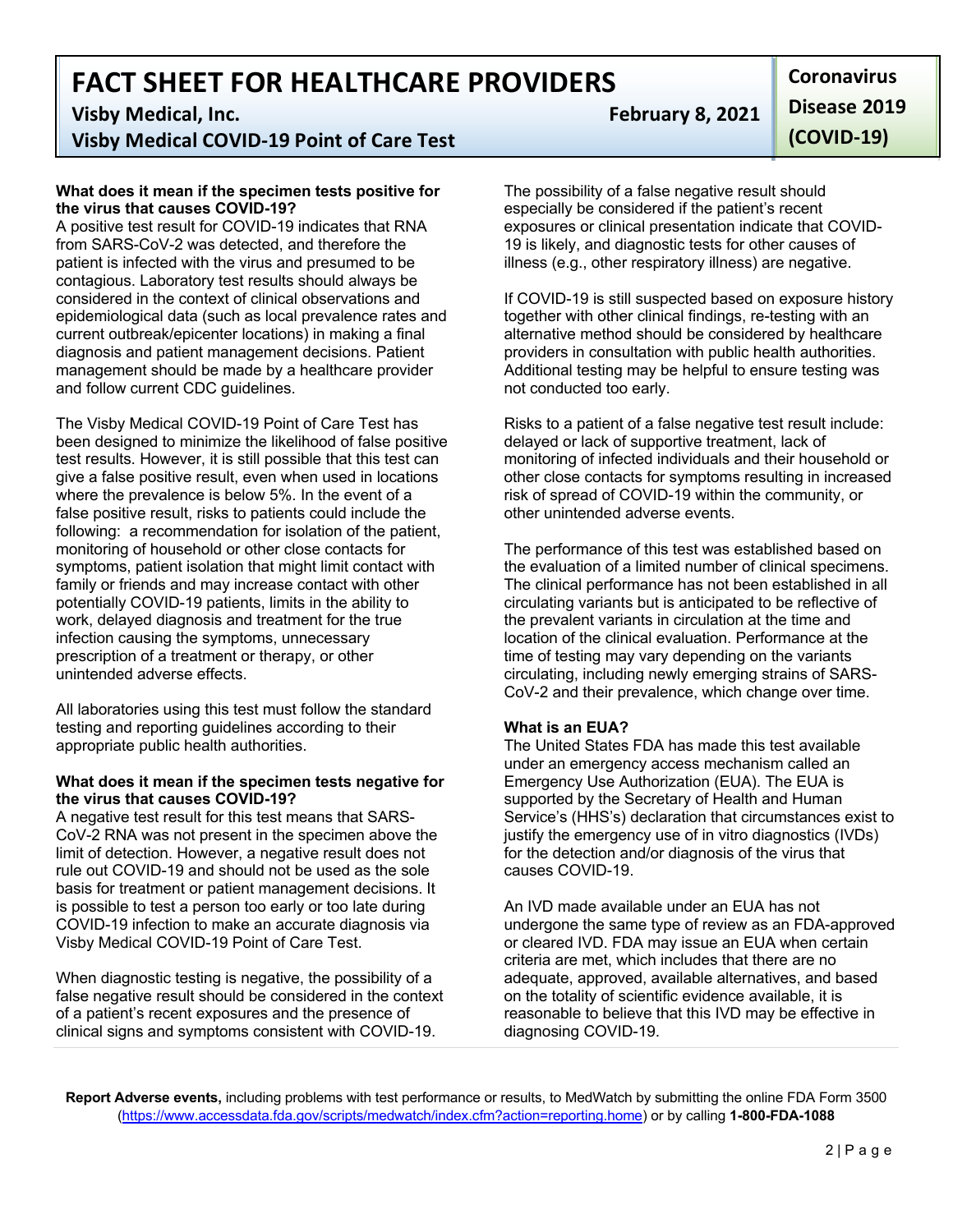# FACT SHEET FOR HEALTHCARE PROVIDERS

**Visby Medical, Inc.** **February 8, 2021**

**Visby Medical COVID-19 Point of Care Test**

**Coronavirus Disease 2019 (COVID-19)**

**What does it mean if the specimen tests positive for the virus that causes COVID-19?**

A positive test result for COVID-19 indicates that RNA from SARS-CoV-2 was detected, and therefore the patient is infected with the virus and presumed to be contagious. Laboratory test results should always be considered in the context of clinical observations and epidemiological data (such as local prevalence rates and current outbreak/epicenter locations) in making a final diagnosis and patient management decisions. Patient management should be made by a healthcare provider and follow current CDC guidelines.

The Visby Medical COVID-19 Point of Care Test has been designed to minimize the likelihood of false positive test results. However, it is still possible that this test can give a false positive result, even when used in locations where the prevalence is below 5%. In the event of a false positive result, risks to patients could include the following: a recommendation for isolation of the patient, monitoring of household or other close contacts for symptoms, patient isolation that might limit contact with family or friends and may increase contact with other potentially COVID-19 patients, limits in the ability to work, delayed diagnosis and treatment for the true infection causing the symptoms, unnecessary prescription of a treatment or therapy, or other unintended adverse effects.

All laboratories using this test must follow the standard testing and reporting guidelines according to their appropriate public health authorities.

**What does it mean if the specimen tests negative for the virus that causes COVID-19?**

A negative test result for this test means that SARS-CoV-2 RNA was not present in the specimen above the limit of detection. However, a negative result does not rule out COVID-19 and should not be used as the sole basis for treatment or patient management decisions. It is possible to test a person too early or too late during COVID-19 infection to make an accurate diagnosis via Visby Medical COVID-19 Point of Care Test.

When diagnostic testing is negative, the possibility of a false negative result should be considered in the context of a patient's recent exposures and the presence of clinical signs and symptoms consistent with COVID-19. The possibility of a false negative result should especially be considered if the patient's recent exposures or clinical presentation indicate that COVID-19 is likely, and diagnostic tests for other causes of illness (e.g., other respiratory illness) are negative.

If COVID-19 is still suspected based on exposure history together with other clinical findings, re-testing with an alternative method should be considered by healthcare providers in consultation with public health authorities. Additional testing may be helpful to ensure testing was not conducted too early.

Risks to a patient of a false negative test result include: delayed or lack of supportive treatment, lack of monitoring of infected individuals and their household or other close contacts for symptoms resulting in increased risk of spread of COVID-19 within the community, or other unintended adverse events.

The performance of this test was established based on the evaluation of a limited number of clinical specimens. The clinical performance has not been established in all circulating variants but is anticipated to be reflective of the prevalent variants in circulation at the time and location of the clinical evaluation. Performance at the time of testing may vary depending on the variants circulating, including newly emerging strains of SARS-CoV-2 and their prevalence, which change over time.

**What is an EUA?**

The United States FDA has made this test available under an emergency access mechanism called an Emergency Use Authorization (EUA). The EUA is supported by the Secretary of Health and Human Service's (HHS's) declaration that circumstances exist to justify the emergency use of in vitro diagnostics (IVDs) for the detection and/or diagnosis of the virus that causes COVID-19.

An IVD made available under an EUA has not undergone the same type of review as an FDA-approved or cleared IVD. FDA may issue an EUA when certain criteria are met, which includes that there are no adequate, approved, available alternatives, and based on the totality of scientific evidence available, it is reasonable to believe that this IVD may be effective in diagnosing COVID-19.

**Report Adverse events,** including problems with test performance or results, to MedWatch by submitting the online FDA Form 3500 (https://www.accessdata.fda.gov/scripts/medwatch/index.cfm?action=reporting.home) or by calling **1-800-FDA-1088**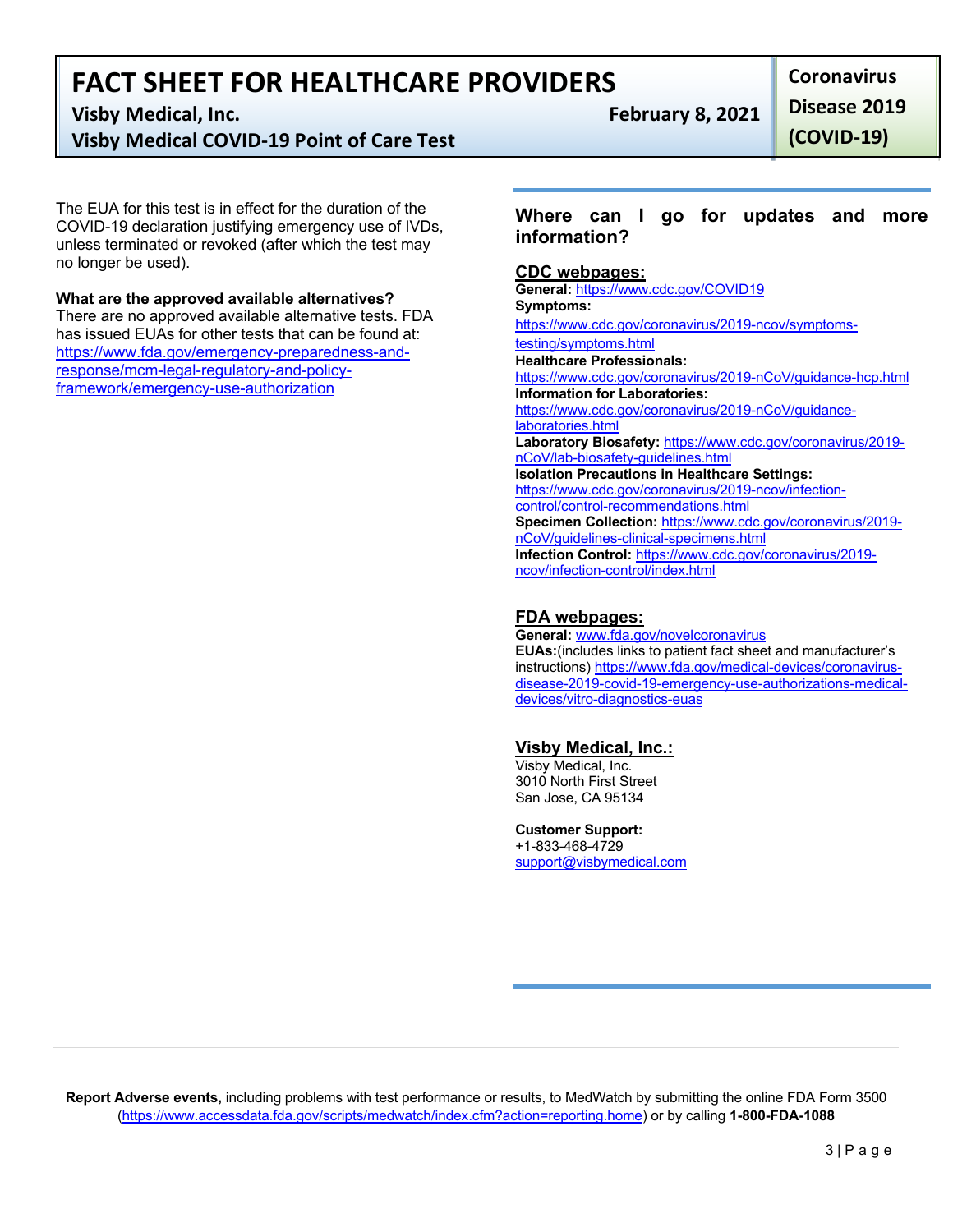The EUA for this test is in effect for the duration of the COVID-19 declaration justifying emergency use of IVDs, unless terminated or revoked (after which the test may no longer be used).

**What are the approved available alternatives?**
There are no approved available alternative tests. FDA has issued EUAs for other tests that can be found at: https://www.fda.gov/emergency-preparedness-and-response/mcm-legal-regulatory-and-policy-framework/emergency-use-authorization

## Where can I go for updates and more information?

### CDC webpages:

**General:** https://www.cdc.gov/COVID19
**Symptoms:**
https://www.cdc.gov/coronavirus/2019-ncov/symptoms-testing/symptoms.html
**Healthcare Professionals:**
https://www.cdc.gov/coronavirus/2019-nCoV/guidance-hcp.html
**Information for Laboratories:**
https://www.cdc.gov/coronavirus/2019-nCoV/guidance-laboratories.html
**Laboratory Biosafety:** https://www.cdc.gov/coronavirus/2019-nCoV/lab-biosafety-guidelines.html
**Isolation Precautions in Healthcare Settings:**
https://www.cdc.gov/coronavirus/2019-ncov/infection-control/control-recommendations.html
**Specimen Collection:** https://www.cdc.gov/coronavirus/2019-nCoV/guidelines-clinical-specimens.html
**Infection Control:** https://www.cdc.gov/coronavirus/2019-ncov/infection-control/index.html

### FDA webpages:

**General:** www.fda.gov/novelcoronavirus
**EUAs:**(includes links to patient fact sheet and manufacturer's instructions) https://www.fda.gov/medical-devices/coronavirus-disease-2019-covid-19-emergency-use-authorizations-medical-devices/vitro-diagnostics-euas

### Visby Medical, Inc.:

Visby Medical, Inc.
3010 North First Street
San Jose, CA 95134

**Customer Support:**
+1-833-468-4729
support@visbymedical.com